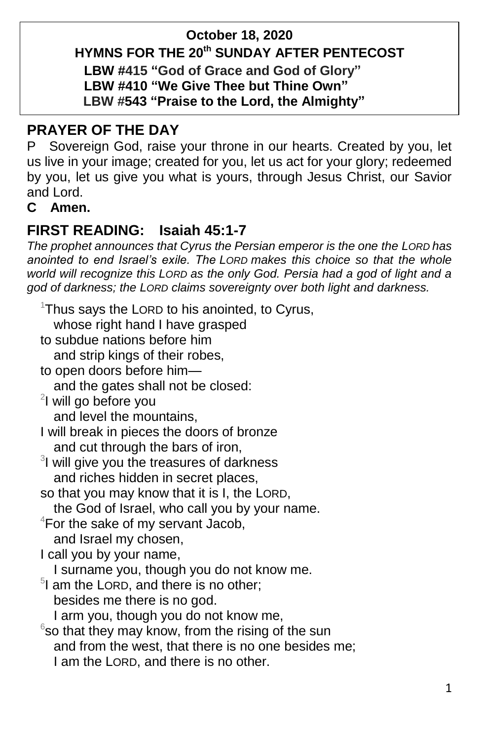**October 18, 2020**

**HYMNS FOR THE 20th SUNDAY AFTER PENTECOST**

**LBW #415 "God of Grace and God of Glory"**
**LBW #410 "We Give Thee but Thine Own"**
**LBW #543 "Praise to the Lord, the Almighty"**

## PRAYER OF THE DAY

P Sovereign God, raise your throne in our hearts. Created by you, let us live in your image; created for you, let us act for your glory; redeemed by you, let us give you what is yours, through Jesus Christ, our Savior and Lord.

**C Amen.**

## FIRST READING: Isaiah 45:1-7

*The prophet announces that Cyrus the Persian emperor is the one the LORD has anointed to end Israel's exile. The LORD makes this choice so that the whole world will recognize this LORD as the only God. Persia had a god of light and a god of darkness; the LORD claims sovereignty over both light and darkness.*

[1]Thus says the LORD to his anointed, to Cyrus,
whose right hand I have grasped
to subdue nations before him
and strip kings of their robes,
to open doors before him—
and the gates shall not be closed:
[2]I will go before you
and level the mountains,
I will break in pieces the doors of bronze
and cut through the bars of iron,
[3]I will give you the treasures of darkness
and riches hidden in secret places,
so that you may know that it is I, the LORD,
the God of Israel, who call you by your name.
[4]For the sake of my servant Jacob,
and Israel my chosen,
I call you by your name,
I surname you, though you do not know me.
[5]I am the LORD, and there is no other;
besides me there is no god.
I arm you, though you do not know me,
[6]so that they may know, from the rising of the sun
and from the west, that there is no one besides me;
I am the LORD, and there is no other.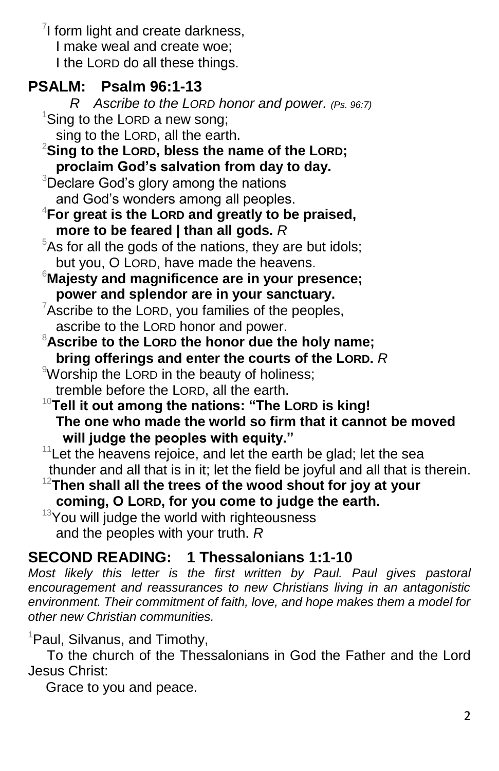[7]I form light and create darkness,
I make weal and create woe;
I the LORD do all these things.

## PSALM: Psalm 96:1-13

*R Ascribe to the LORD honor and power. (Ps. 96:7)*

[1]Sing to the LORD a new song;
sing to the LORD, all the earth.

[2]**Sing to the LORD, bless the name of the LORD;**
**proclaim God's salvation from day to day.**

[3]Declare God's glory among the nations
and God's wonders among all peoples.

[4]**For great is the LORD and greatly to be praised,**
**more to be feared | than all gods.** *R*

[5]As for all the gods of the nations, they are but idols;
but you, O LORD, have made the heavens.

[6]**Majesty and magnificence are in your presence;**
**power and splendor are in your sanctuary.**

[7]Ascribe to the LORD, you families of the peoples,
ascribe to the LORD honor and power.

[8]**Ascribe to the LORD the honor due the holy name;**
**bring offerings and enter the courts of the LORD.** *R*

[9]Worship the LORD in the beauty of holiness;
tremble before the LORD, all the earth.

[10]**Tell it out among the nations: "The LORD is king!**
**The one who made the world so firm that it cannot be moved**
**will judge the peoples with equity."**

[11]Let the heavens rejoice, and let the earth be glad; let the sea
thunder and all that is in it; let the field be joyful and all that is therein.

[12]**Then shall all the trees of the wood shout for joy at your**
**coming, O LORD, for you come to judge the earth.**

[13]You will judge the world with righteousness
and the peoples with your truth. *R*

## SECOND READING: 1 Thessalonians 1:1-10

*Most likely this letter is the first written by Paul. Paul gives pastoral encouragement and reassurances to new Christians living in an antagonistic environment. Their commitment of faith, love, and hope makes them a model for other new Christian communities.*

[1]Paul, Silvanus, and Timothy,

To the church of the Thessalonians in God the Father and the Lord Jesus Christ:

Grace to you and peace.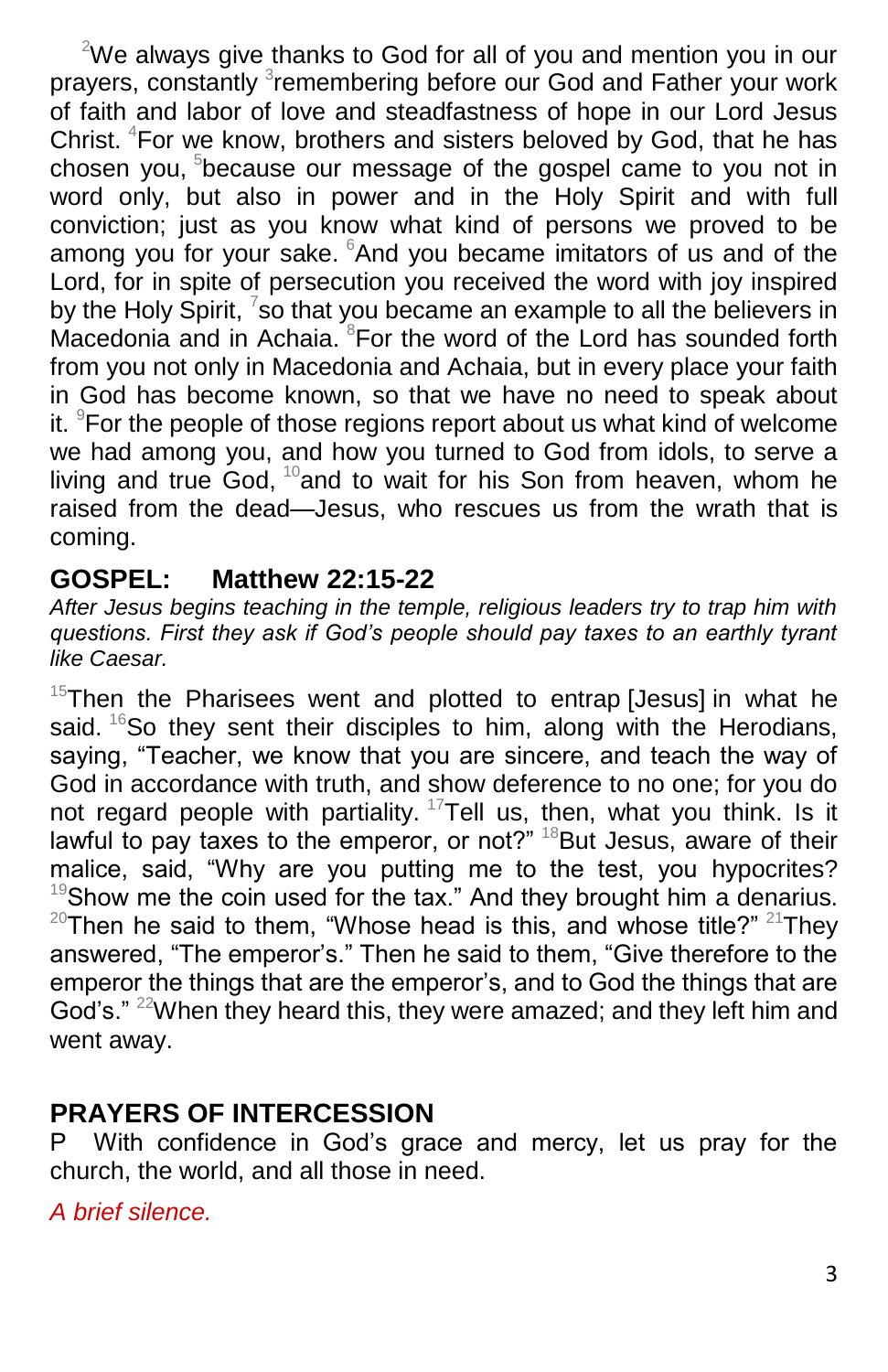[2]We always give thanks to God for all of you and mention you in our prayers, constantly [3]remembering before our God and Father your work of faith and labor of love and steadfastness of hope in our Lord Jesus Christ. [4]For we know, brothers and sisters beloved by God, that he has chosen you, [5]because our message of the gospel came to you not in word only, but also in power and in the Holy Spirit and with full conviction; just as you know what kind of persons we proved to be among you for your sake. [6]And you became imitators of us and of the Lord, for in spite of persecution you received the word with joy inspired by the Holy Spirit, [7]so that you became an example to all the believers in Macedonia and in Achaia. [8]For the word of the Lord has sounded forth from you not only in Macedonia and Achaia, but in every place your faith in God has become known, so that we have no need to speak about it. [9]For the people of those regions report about us what kind of welcome we had among you, and how you turned to God from idols, to serve a living and true God, [10]and to wait for his Son from heaven, whom he raised from the dead—Jesus, who rescues us from the wrath that is coming.

## GOSPEL: Matthew 22:15-22

*After Jesus begins teaching in the temple, religious leaders try to trap him with questions. First they ask if God's people should pay taxes to an earthly tyrant like Caesar.*

[15]Then the Pharisees went and plotted to entrap [Jesus] in what he said. [16]So they sent their disciples to him, along with the Herodians, saying, "Teacher, we know that you are sincere, and teach the way of God in accordance with truth, and show deference to no one; for you do not regard people with partiality. [17]Tell us, then, what you think. Is it lawful to pay taxes to the emperor, or not?" [18]But Jesus, aware of their malice, said, "Why are you putting me to the test, you hypocrites? [19]Show me the coin used for the tax." And they brought him a denarius. [20]Then he said to them, "Whose head is this, and whose title?" [21]They answered, "The emperor's." Then he said to them, "Give therefore to the emperor the things that are the emperor's, and to God the things that are God's." [22]When they heard this, they were amazed; and they left him and went away.

## PRAYERS OF INTERCESSION

P With confidence in God's grace and mercy, let us pray for the church, the world, and all those in need.

*A brief silence.*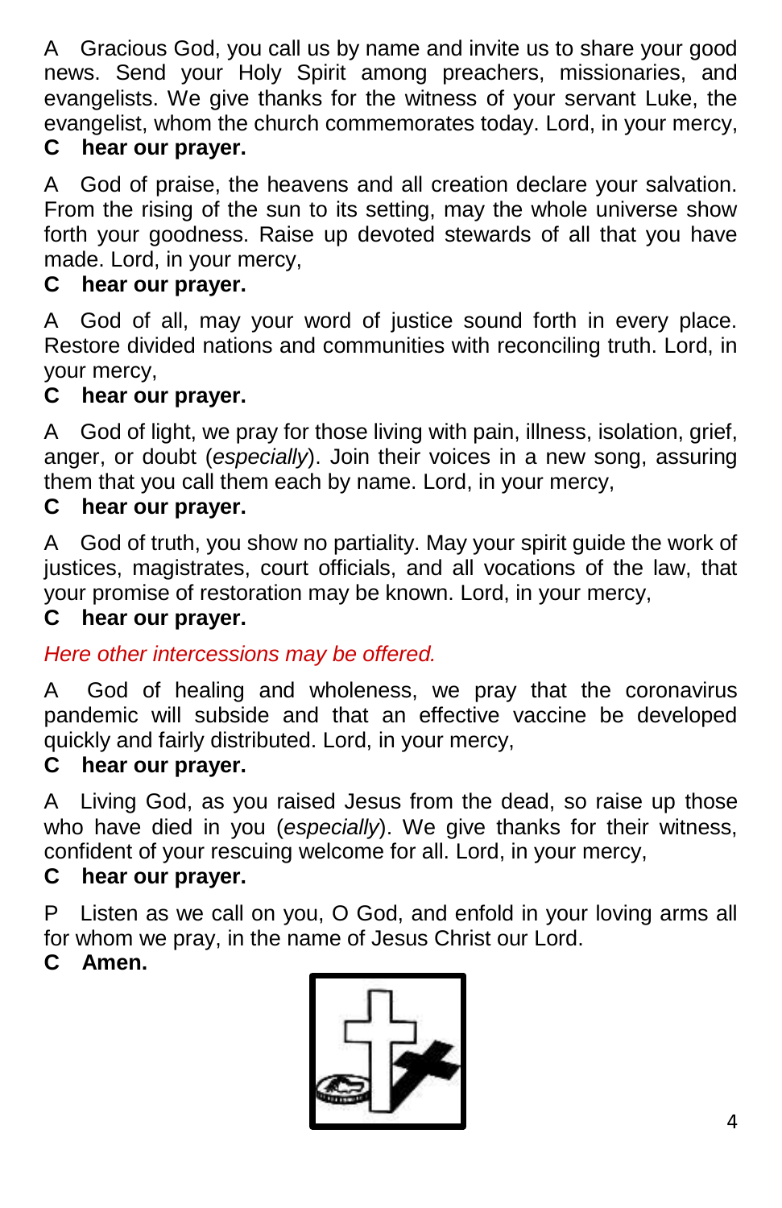A Gracious God, you call us by name and invite us to share your good news. Send your Holy Spirit among preachers, missionaries, and evangelists. We give thanks for the witness of your servant Luke, the evangelist, whom the church commemorates today. Lord, in your mercy,

**C hear our prayer.**

A God of praise, the heavens and all creation declare your salvation. From the rising of the sun to its setting, may the whole universe show forth your goodness. Raise up devoted stewards of all that you have made. Lord, in your mercy,

**C hear our prayer.**

A God of all, may your word of justice sound forth in every place. Restore divided nations and communities with reconciling truth. Lord, in your mercy,

**C hear our prayer.**

A God of light, we pray for those living with pain, illness, isolation, grief, anger, or doubt (*especially*). Join their voices in a new song, assuring them that you call them each by name. Lord, in your mercy,

**C hear our prayer.**

A God of truth, you show no partiality. May your spirit guide the work of justices, magistrates, court officials, and all vocations of the law, that your promise of restoration may be known. Lord, in your mercy,

**C hear our prayer.**

*Here other intercessions may be offered.*

A God of healing and wholeness, we pray that the coronavirus pandemic will subside and that an effective vaccine be developed quickly and fairly distributed. Lord, in your mercy,

**C hear our prayer.**

A Living God, as you raised Jesus from the dead, so raise up those who have died in you (*especially*). We give thanks for their witness, confident of your rescuing welcome for all. Lord, in your mercy,

**C hear our prayer.**

P Listen as we call on you, O God, and enfold in your loving arms all for whom we pray, in the name of Jesus Christ our Lord.

**C Amen.**